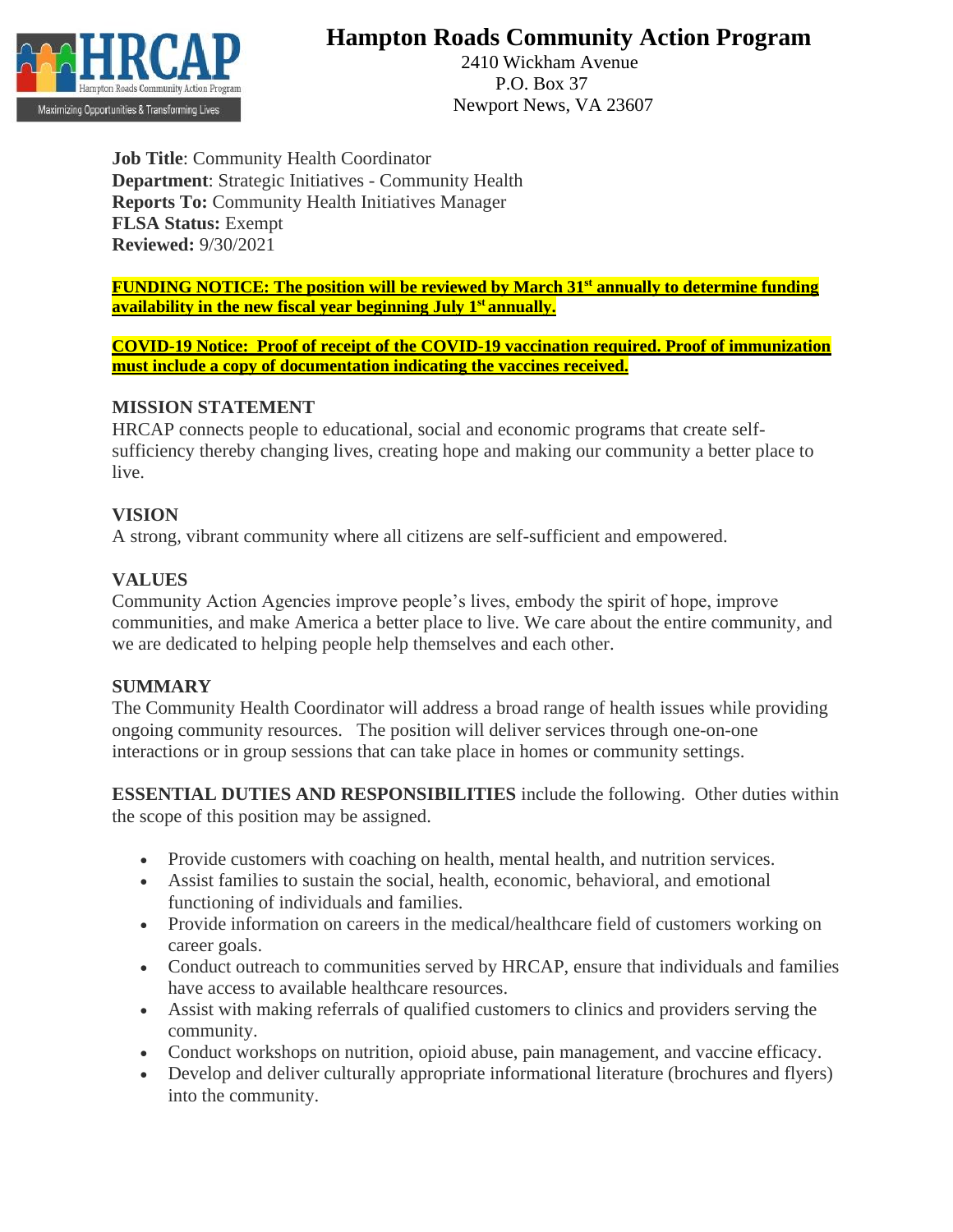# Hampton Roads Community Action Program

2410 Wickham Avenue
P.O. Box 37
Newport News, VA 23607

**Job Title**: Community Health Coordinator
**Department**: Strategic Initiatives - Community Health
**Reports To:** Community Health Initiatives Manager
**FLSA Status:** Exempt
**Reviewed:** 9/30/2021

**FUNDING NOTICE: The position will be reviewed by March 31st annually to determine funding availability in the new fiscal year beginning July 1st annually.**

**COVID-19 Notice: Proof of receipt of the COVID-19 vaccination required. Proof of immunization must include a copy of documentation indicating the vaccines received.**

## MISSION STATEMENT

HRCAP connects people to educational, social and economic programs that create self-sufficiency thereby changing lives, creating hope and making our community a better place to live.

## VISION

A strong, vibrant community where all citizens are self-sufficient and empowered.

## VALUES

Community Action Agencies improve people's lives, embody the spirit of hope, improve communities, and make America a better place to live. We care about the entire community, and we are dedicated to helping people help themselves and each other.

## SUMMARY

The Community Health Coordinator will address a broad range of health issues while providing ongoing community resources. The position will deliver services through one-on-one interactions or in group sessions that can take place in homes or community settings.

**ESSENTIAL DUTIES AND RESPONSIBILITIES** include the following. Other duties within the scope of this position may be assigned.

- Provide customers with coaching on health, mental health, and nutrition services.
- Assist families to sustain the social, health, economic, behavioral, and emotional functioning of individuals and families.
- Provide information on careers in the medical/healthcare field of customers working on career goals.
- Conduct outreach to communities served by HRCAP, ensure that individuals and families have access to available healthcare resources.
- Assist with making referrals of qualified customers to clinics and providers serving the community.
- Conduct workshops on nutrition, opioid abuse, pain management, and vaccine efficacy.
- Develop and deliver culturally appropriate informational literature (brochures and flyers) into the community.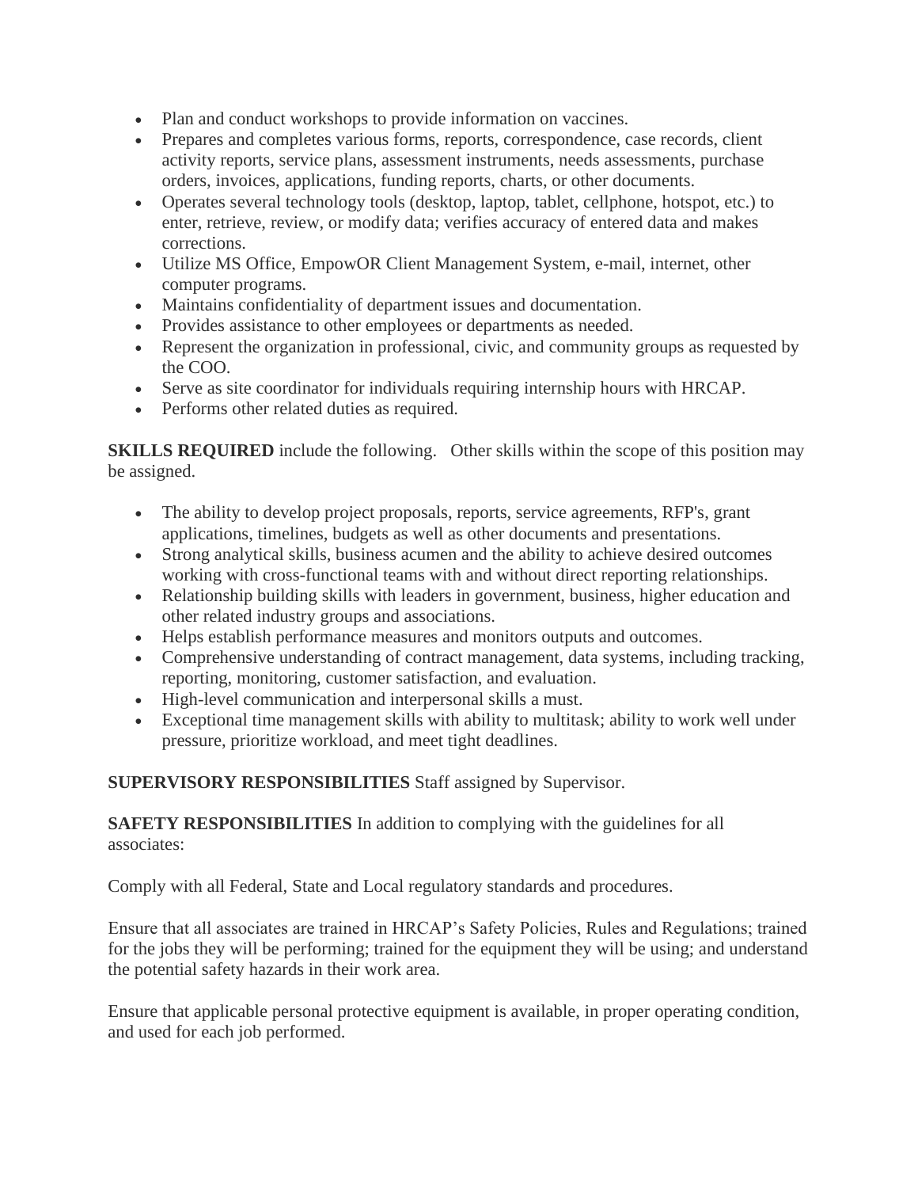- Plan and conduct workshops to provide information on vaccines.
- Prepares and completes various forms, reports, correspondence, case records, client activity reports, service plans, assessment instruments, needs assessments, purchase orders, invoices, applications, funding reports, charts, or other documents.
- Operates several technology tools (desktop, laptop, tablet, cellphone, hotspot, etc.) to enter, retrieve, review, or modify data; verifies accuracy of entered data and makes corrections.
- Utilize MS Office, EmpowOR Client Management System, e-mail, internet, other computer programs.
- Maintains confidentiality of department issues and documentation.
- Provides assistance to other employees or departments as needed.
- Represent the organization in professional, civic, and community groups as requested by the COO.
- Serve as site coordinator for individuals requiring internship hours with HRCAP.
- Performs other related duties as required.

**SKILLS REQUIRED** include the following. Other skills within the scope of this position may be assigned.

- The ability to develop project proposals, reports, service agreements, RFP's, grant applications, timelines, budgets as well as other documents and presentations.
- Strong analytical skills, business acumen and the ability to achieve desired outcomes working with cross-functional teams with and without direct reporting relationships.
- Relationship building skills with leaders in government, business, higher education and other related industry groups and associations.
- Helps establish performance measures and monitors outputs and outcomes.
- Comprehensive understanding of contract management, data systems, including tracking, reporting, monitoring, customer satisfaction, and evaluation.
- High-level communication and interpersonal skills a must.
- Exceptional time management skills with ability to multitask; ability to work well under pressure, prioritize workload, and meet tight deadlines.

**SUPERVISORY RESPONSIBILITIES** Staff assigned by Supervisor.

**SAFETY RESPONSIBILITIES** In addition to complying with the guidelines for all associates:

Comply with all Federal, State and Local regulatory standards and procedures.

Ensure that all associates are trained in HRCAP's Safety Policies, Rules and Regulations; trained for the jobs they will be performing; trained for the equipment they will be using; and understand the potential safety hazards in their work area.

Ensure that applicable personal protective equipment is available, in proper operating condition, and used for each job performed.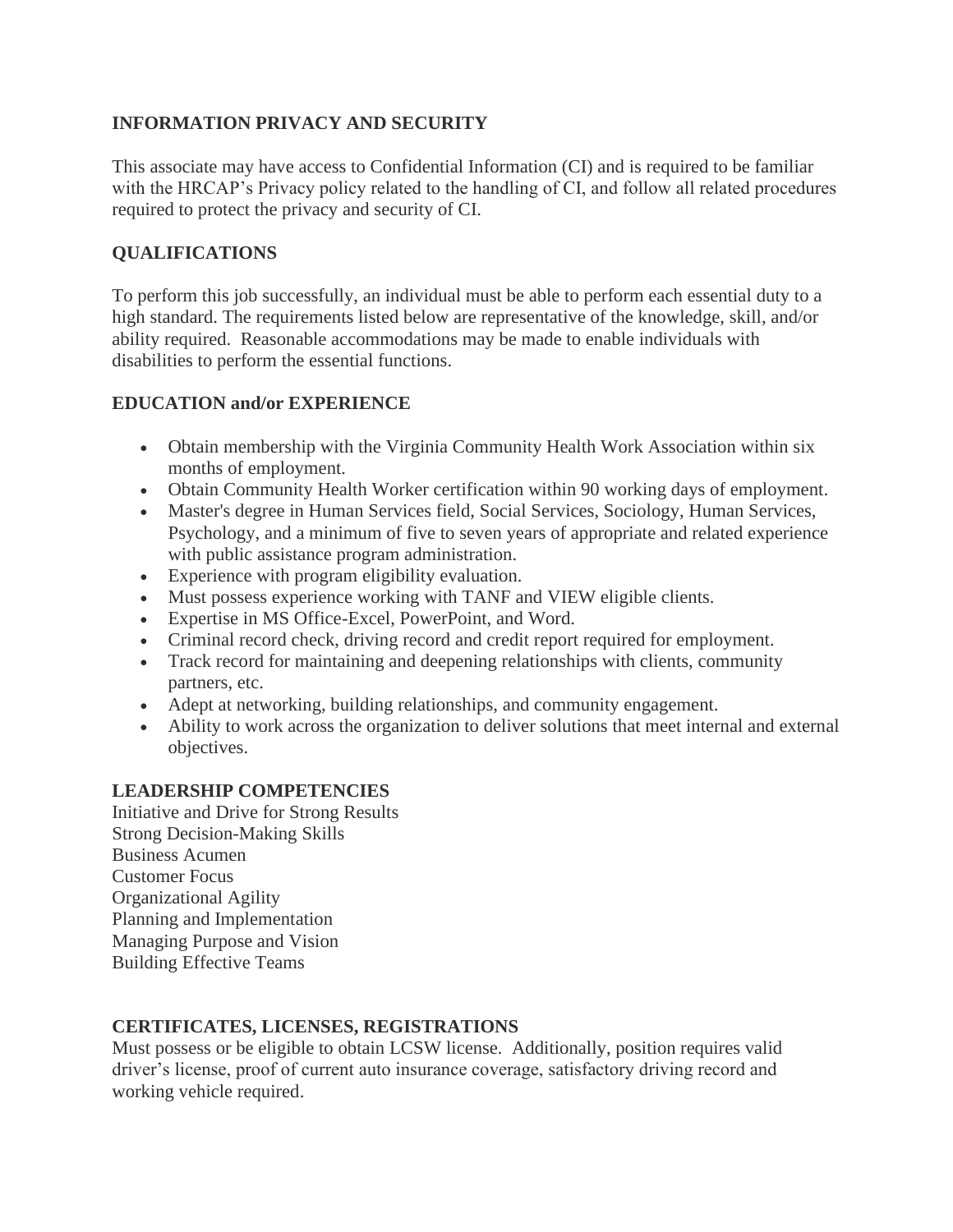## INFORMATION PRIVACY AND SECURITY

This associate may have access to Confidential Information (CI) and is required to be familiar with the HRCAP's Privacy policy related to the handling of CI, and follow all related procedures required to protect the privacy and security of CI.

## QUALIFICATIONS

To perform this job successfully, an individual must be able to perform each essential duty to a high standard. The requirements listed below are representative of the knowledge, skill, and/or ability required. Reasonable accommodations may be made to enable individuals with disabilities to perform the essential functions.

## EDUCATION and/or EXPERIENCE

- Obtain membership with the Virginia Community Health Work Association within six months of employment.
- Obtain Community Health Worker certification within 90 working days of employment.
- Master's degree in Human Services field, Social Services, Sociology, Human Services, Psychology, and a minimum of five to seven years of appropriate and related experience with public assistance program administration.
- Experience with program eligibility evaluation.
- Must possess experience working with TANF and VIEW eligible clients.
- Expertise in MS Office-Excel, PowerPoint, and Word.
- Criminal record check, driving record and credit report required for employment.
- Track record for maintaining and deepening relationships with clients, community partners, etc.
- Adept at networking, building relationships, and community engagement.
- Ability to work across the organization to deliver solutions that meet internal and external objectives.

## LEADERSHIP COMPETENCIES

Initiative and Drive for Strong Results
Strong Decision-Making Skills
Business Acumen
Customer Focus
Organizational Agility
Planning and Implementation
Managing Purpose and Vision
Building Effective Teams

## CERTIFICATES, LICENSES, REGISTRATIONS

Must possess or be eligible to obtain LCSW license. Additionally, position requires valid driver's license, proof of current auto insurance coverage, satisfactory driving record and working vehicle required.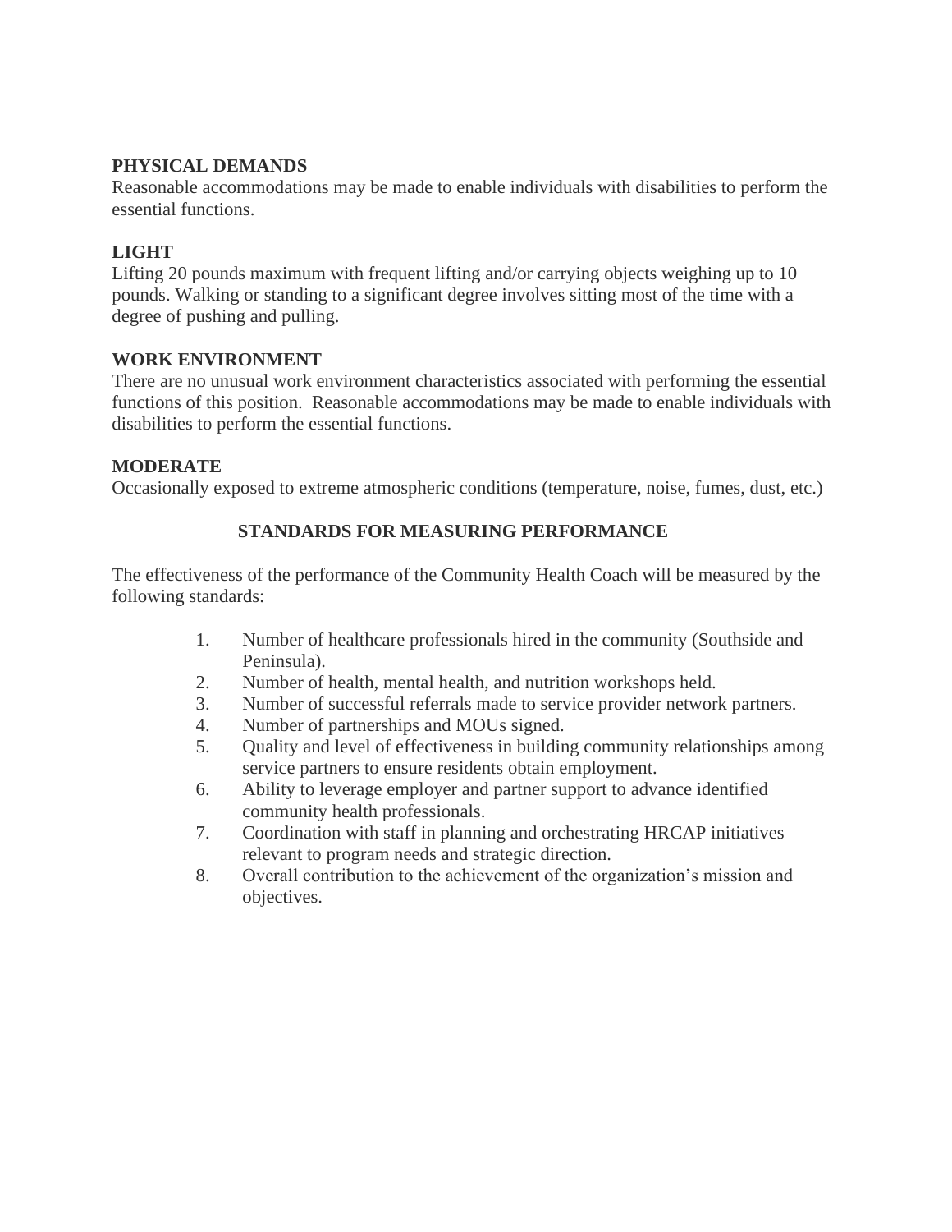**PHYSICAL DEMANDS**
Reasonable accommodations may be made to enable individuals with disabilities to perform the essential functions.

**LIGHT**
Lifting 20 pounds maximum with frequent lifting and/or carrying objects weighing up to 10 pounds. Walking or standing to a significant degree involves sitting most of the time with a degree of pushing and pulling.

**WORK ENVIRONMENT**
There are no unusual work environment characteristics associated with performing the essential functions of this position. Reasonable accommodations may be made to enable individuals with disabilities to perform the essential functions.

**MODERATE**
Occasionally exposed to extreme atmospheric conditions (temperature, noise, fumes, dust, etc.)

## STANDARDS FOR MEASURING PERFORMANCE

The effectiveness of the performance of the Community Health Coach will be measured by the following standards:

1. Number of healthcare professionals hired in the community (Southside and Peninsula).
2. Number of health, mental health, and nutrition workshops held.
3. Number of successful referrals made to service provider network partners.
4. Number of partnerships and MOUs signed.
5. Quality and level of effectiveness in building community relationships among service partners to ensure residents obtain employment.
6. Ability to leverage employer and partner support to advance identified community health professionals.
7. Coordination with staff in planning and orchestrating HRCAP initiatives relevant to program needs and strategic direction.
8. Overall contribution to the achievement of the organization's mission and objectives.